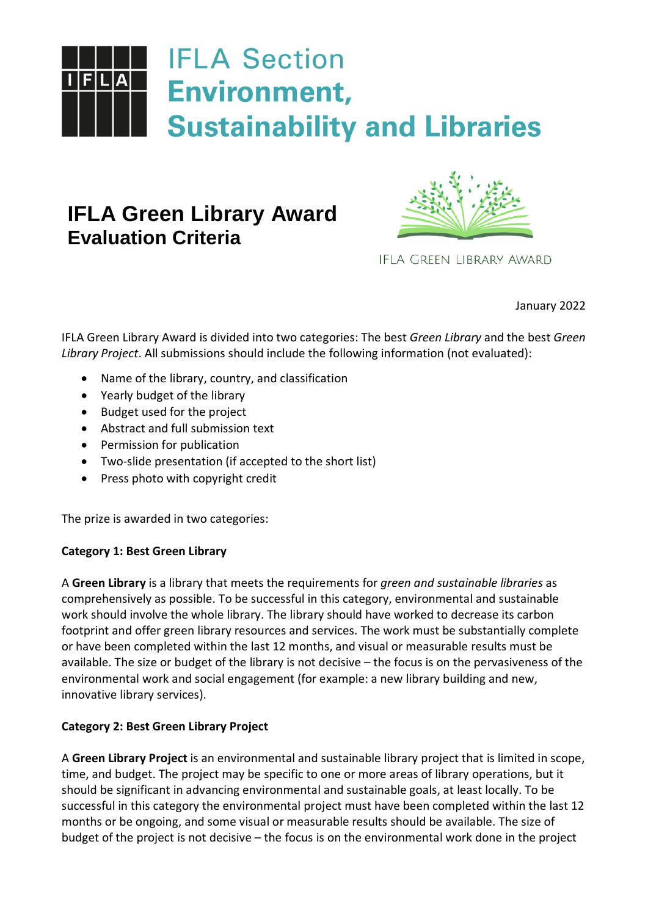# IFLA Section Environment, Sustainability and Libraries

## IFLA Green Library Award
### Evaluation Criteria

IFLA GREEN LIBRARY AWARD

January 2022

IFLA Green Library Award is divided into two categories: The best *Green Library* and the best *Green Library Project*. All submissions should include the following information (not evaluated):

- Name of the library, country, and classification
- Yearly budget of the library
- Budget used for the project
- Abstract and full submission text
- Permission for publication
- Two-slide presentation (if accepted to the short list)
- Press photo with copyright credit

The prize is awarded in two categories:

**Category 1: Best Green Library**

A **Green Library** is a library that meets the requirements for *green and sustainable libraries* as comprehensively as possible. To be successful in this category, environmental and sustainable work should involve the whole library. The library should have worked to decrease its carbon footprint and offer green library resources and services. The work must be substantially complete or have been completed within the last 12 months, and visual or measurable results must be available. The size or budget of the library is not decisive – the focus is on the pervasiveness of the environmental work and social engagement (for example: a new library building and new, innovative library services).

**Category 2: Best Green Library Project**

A **Green Library Project** is an environmental and sustainable library project that is limited in scope, time, and budget. The project may be specific to one or more areas of library operations, but it should be significant in advancing environmental and sustainable goals, at least locally. To be successful in this category the environmental project must have been completed within the last 12 months or be ongoing, and some visual or measurable results should be available. The size of budget of the project is not decisive – the focus is on the environmental work done in the project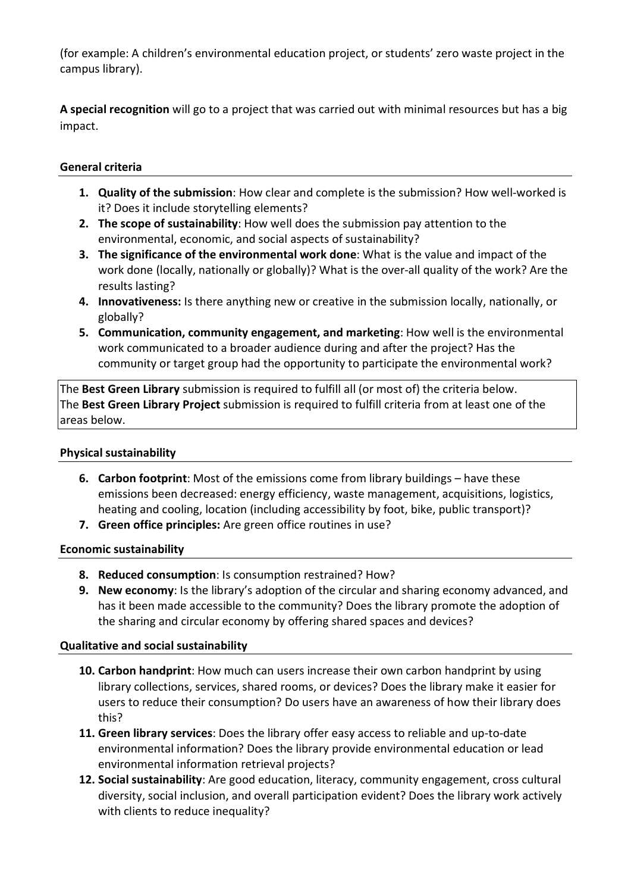(for example: A children's environmental education project, or students' zero waste project in the campus library).

**A special recognition** will go to a project that was carried out with minimal resources but has a big impact.

### General criteria

1. **Quality of the submission**: How clear and complete is the submission? How well-worked is it? Does it include storytelling elements?
2. **The scope of sustainability**: How well does the submission pay attention to the environmental, economic, and social aspects of sustainability?
3. **The significance of the environmental work done**: What is the value and impact of the work done (locally, nationally or globally)? What is the over-all quality of the work? Are the results lasting?
4. **Innovativeness:** Is there anything new or creative in the submission locally, nationally, or globally?
5. **Communication, community engagement, and marketing**: How well is the environmental work communicated to a broader audience during and after the project? Has the community or target group had the opportunity to participate the environmental work?

The **Best Green Library** submission is required to fulfill all (or most of) the criteria below.
The **Best Green Library Project** submission is required to fulfill criteria from at least one of the areas below.

### Physical sustainability

6. **Carbon footprint**: Most of the emissions come from library buildings – have these emissions been decreased: energy efficiency, waste management, acquisitions, logistics, heating and cooling, location (including accessibility by foot, bike, public transport)?
7. **Green office principles:** Are green office routines in use?

### Economic sustainability

8. **Reduced consumption**: Is consumption restrained? How?
9. **New economy**: Is the library's adoption of the circular and sharing economy advanced, and has it been made accessible to the community? Does the library promote the adoption of the sharing and circular economy by offering shared spaces and devices?

### Qualitative and social sustainability

10. **Carbon handprint**: How much can users increase their own carbon handprint by using library collections, services, shared rooms, or devices? Does the library make it easier for users to reduce their consumption? Do users have an awareness of how their library does this?
11. **Green library services**: Does the library offer easy access to reliable and up-to-date environmental information? Does the library provide environmental education or lead environmental information retrieval projects?
12. **Social sustainability**: Are good education, literacy, community engagement, cross cultural diversity, social inclusion, and overall participation evident? Does the library work actively with clients to reduce inequality?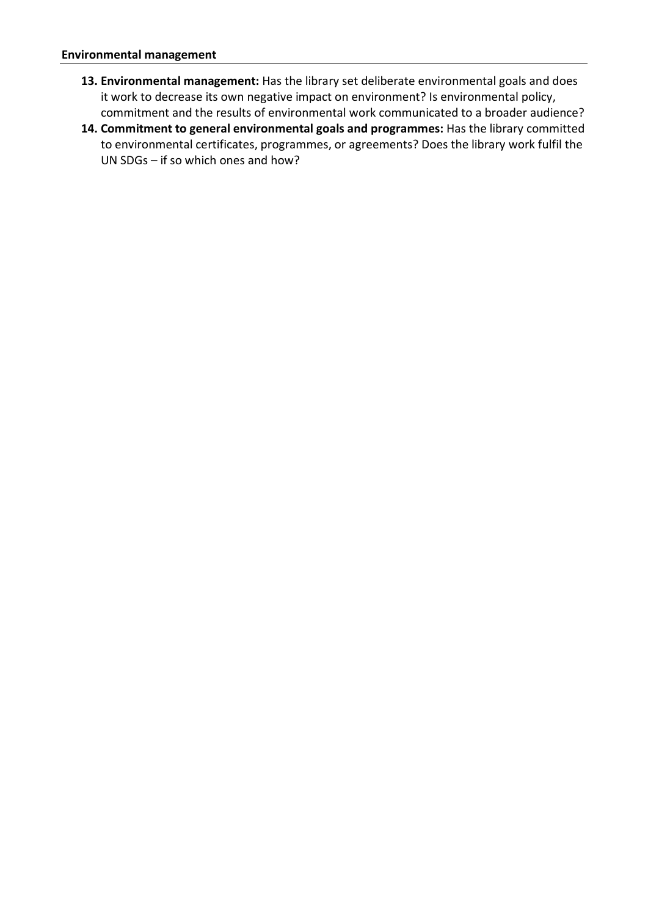## Environmental management

13. **Environmental management:** Has the library set deliberate environmental goals and does it work to decrease its own negative impact on environment? Is environmental policy, commitment and the results of environmental work communicated to a broader audience?
14. **Commitment to general environmental goals and programmes:** Has the library committed to environmental certificates, programmes, or agreements? Does the library work fulfil the UN SDGs – if so which ones and how?